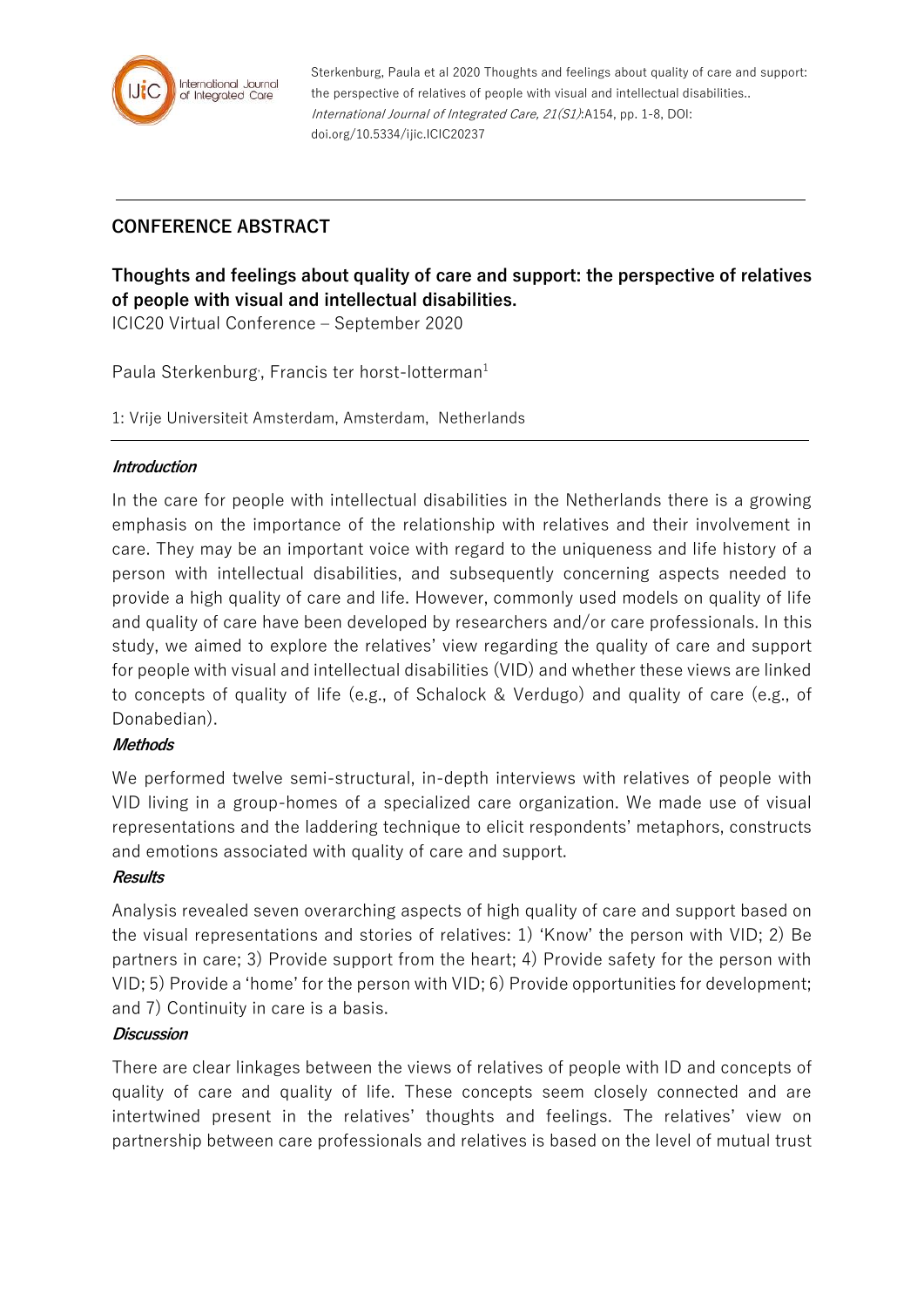Sterkenburg, Paula et al 2020 Thoughts and feelings about quality of care and support: the perspective of relatives of people with visual and intellectual disabilities.. *International Journal of Integrated Care, 21(S1)*:A154, pp. 1-8, DOI: doi.org/10.5334/ijic.ICIC20237

## CONFERENCE ABSTRACT

# Thoughts and feelings about quality of care and support: the perspective of relatives of people with visual and intellectual disabilities.

ICIC20 Virtual Conference – September 2020

Paula Sterkenburg, Francis ter horst-lotterman[1]

1: Vrije Universiteit Amsterdam, Amsterdam, Netherlands

### *Introduction*

In the care for people with intellectual disabilities in the Netherlands there is a growing emphasis on the importance of the relationship with relatives and their involvement in care. They may be an important voice with regard to the uniqueness and life history of a person with intellectual disabilities, and subsequently concerning aspects needed to provide a high quality of care and life. However, commonly used models on quality of life and quality of care have been developed by researchers and/or care professionals. In this study, we aimed to explore the relatives' view regarding the quality of care and support for people with visual and intellectual disabilities (VID) and whether these views are linked to concepts of quality of life (e.g., of Schalock & Verdugo) and quality of care (e.g., of Donabedian).

### *Methods*

We performed twelve semi-structural, in-depth interviews with relatives of people with VID living in a group-homes of a specialized care organization. We made use of visual representations and the laddering technique to elicit respondents' metaphors, constructs and emotions associated with quality of care and support.

### *Results*

Analysis revealed seven overarching aspects of high quality of care and support based on the visual representations and stories of relatives: 1) 'Know' the person with VID; 2) Be partners in care; 3) Provide support from the heart; 4) Provide safety for the person with VID; 5) Provide a 'home' for the person with VID; 6) Provide opportunities for development; and 7) Continuity in care is a basis.

### *Discussion*

There are clear linkages between the views of relatives of people with ID and concepts of quality of care and quality of life. These concepts seem closely connected and are intertwined present in the relatives' thoughts and feelings. The relatives' view on partnership between care professionals and relatives is based on the level of mutual trust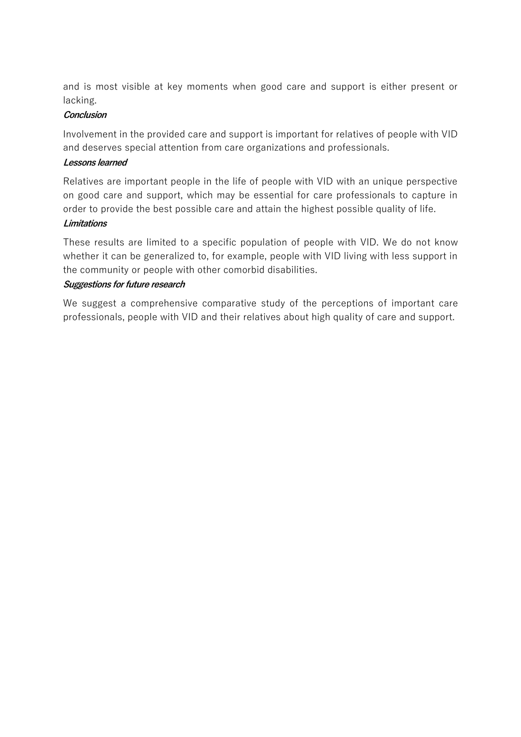and is most visible at key moments when good care and support is either present or lacking.

***Conclusion***

Involvement in the provided care and support is important for relatives of people with VID and deserves special attention from care organizations and professionals.

***Lessons learned***

Relatives are important people in the life of people with VID with an unique perspective on good care and support, which may be essential for care professionals to capture in order to provide the best possible care and attain the highest possible quality of life.

***Limitations***

These results are limited to a specific population of people with VID. We do not know whether it can be generalized to, for example, people with VID living with less support in the community or people with other comorbid disabilities.

***Suggestions for future research***

We suggest a comprehensive comparative study of the perceptions of important care professionals, people with VID and their relatives about high quality of care and support.